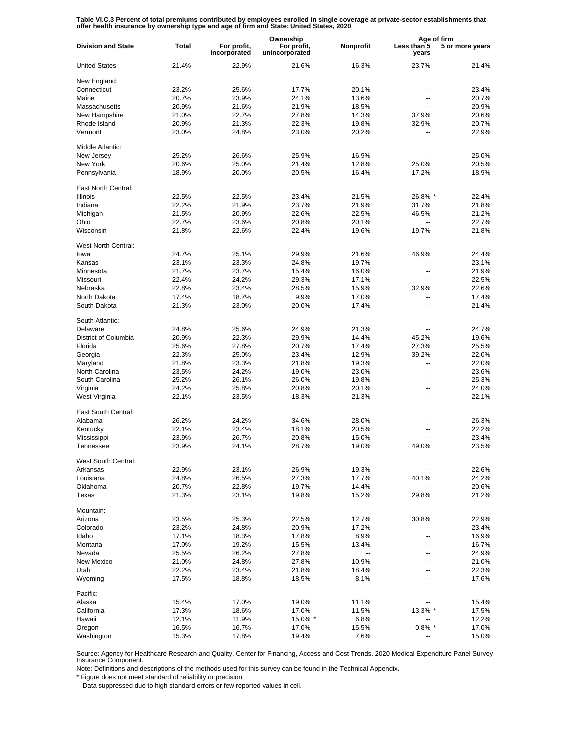**Table VI.C.3 Percent of total premiums contributed by employees enrolled in single coverage at private-sector establishments that offer health insurance by ownership type and age of firm and State: United States, 2020**

| Division and State | Total | Ownership | | | Age of firm | |
|---|---|---|---|---|---|---|
| | | For profit, incorporated | For profit, unincorporated | Nonprofit | Less than 5 years | 5 or more years |
| United States | 21.4% | 22.9% | 21.6% | 16.3% | 23.7% | 21.4% |
| New England: | | | | | | |
| Connecticut | 23.2% | 25.6% | 17.7% | 20.1% | -- | 23.4% |
| Maine | 20.7% | 23.9% | 24.1% | 13.6% | -- | 20.7% |
| Massachusetts | 20.9% | 21.6% | 21.9% | 18.5% | -- | 20.9% |
| New Hampshire | 21.0% | 22.7% | 27.8% | 14.3% | 37.9% | 20.6% |
| Rhode Island | 20.9% | 21.3% | 22.3% | 19.8% | 32.9% | 20.7% |
| Vermont | 23.0% | 24.8% | 23.0% | 20.2% | -- | 22.9% |
| Middle Atlantic: | | | | | | |
| New Jersey | 25.2% | 26.6% | 25.9% | 16.9% | -- | 25.0% |
| New York | 20.6% | 25.0% | 21.4% | 12.8% | 25.0% | 20.5% |
| Pennsylvania | 18.9% | 20.0% | 20.5% | 16.4% | 17.2% | 18.9% |
| East North Central: | | | | | | |
| Illinois | 22.5% | 22.5% | 23.4% | 21.5% | 26.8% * | 22.4% |
| Indiana | 22.2% | 21.9% | 23.7% | 21.9% | 31.7% | 21.8% |
| Michigan | 21.5% | 20.9% | 22.6% | 22.5% | 46.5% | 21.2% |
| Ohio | 22.7% | 23.6% | 20.8% | 20.1% | -- | 22.7% |
| Wisconsin | 21.8% | 22.6% | 22.4% | 19.6% | 19.7% | 21.8% |
| West North Central: | | | | | | |
| Iowa | 24.7% | 25.1% | 29.9% | 21.6% | 46.9% | 24.4% |
| Kansas | 23.1% | 23.3% | 24.8% | 19.7% | -- | 23.1% |
| Minnesota | 21.7% | 23.7% | 15.4% | 16.0% | -- | 21.9% |
| Missouri | 22.4% | 24.2% | 29.3% | 17.1% | -- | 22.5% |
| Nebraska | 22.8% | 23.4% | 28.5% | 15.9% | 32.9% | 22.6% |
| North Dakota | 17.4% | 18.7% | 9.9% | 17.0% | -- | 17.4% |
| South Dakota | 21.3% | 23.0% | 20.0% | 17.4% | -- | 21.4% |
| South Atlantic: | | | | | | |
| Delaware | 24.8% | 25.6% | 24.9% | 21.3% | -- | 24.7% |
| District of Columbia | 20.9% | 22.3% | 29.9% | 14.4% | 45.2% | 19.6% |
| Florida | 25.6% | 27.8% | 20.7% | 17.4% | 27.3% | 25.5% |
| Georgia | 22.3% | 25.0% | 23.4% | 12.9% | 39.2% | 22.0% |
| Maryland | 21.8% | 23.3% | 21.8% | 19.3% | -- | 22.0% |
| North Carolina | 23.5% | 24.2% | 19.0% | 23.0% | -- | 23.6% |
| South Carolina | 25.2% | 26.1% | 26.0% | 19.8% | -- | 25.3% |
| Virginia | 24.2% | 25.8% | 20.8% | 20.1% | -- | 24.0% |
| West Virginia | 22.1% | 23.5% | 18.3% | 21.3% | -- | 22.1% |
| East South Central: | | | | | | |
| Alabama | 26.2% | 24.2% | 34.6% | 28.0% | -- | 26.3% |
| Kentucky | 22.1% | 23.4% | 18.1% | 20.5% | -- | 22.2% |
| Mississippi | 23.9% | 26.7% | 20.8% | 15.0% | -- | 23.4% |
| Tennessee | 23.9% | 24.1% | 28.7% | 19.0% | 49.0% | 23.5% |
| West South Central: | | | | | | |
| Arkansas | 22.9% | 23.1% | 26.9% | 19.3% | -- | 22.6% |
| Louisiana | 24.8% | 26.5% | 27.3% | 17.7% | 40.1% | 24.2% |
| Oklahoma | 20.7% | 22.8% | 19.7% | 14.4% | -- | 20.6% |
| Texas | 21.3% | 23.1% | 19.8% | 15.2% | 29.8% | 21.2% |
| Mountain: | | | | | | |
| Arizona | 23.5% | 25.3% | 22.5% | 12.7% | 30.8% | 22.9% |
| Colorado | 23.2% | 24.8% | 20.9% | 17.2% | -- | 23.4% |
| Idaho | 17.1% | 18.3% | 17.8% | 8.9% | -- | 16.9% |
| Montana | 17.0% | 19.2% | 15.5% | 13.4% | -- | 16.7% |
| Nevada | 25.5% | 26.2% | 27.8% | -- | -- | 24.9% |
| New Mexico | 21.0% | 24.8% | 27.8% | 10.9% | -- | 21.0% |
| Utah | 22.2% | 23.4% | 21.8% | 18.4% | -- | 22.3% |
| Wyoming | 17.5% | 18.8% | 18.5% | 8.1% | -- | 17.6% |
| Pacific: | | | | | | |
| Alaska | 15.4% | 17.0% | 19.0% | 11.1% | -- | 15.4% |
| California | 17.3% | 18.6% | 17.0% | 11.5% | 13.3% * | 17.5% |
| Hawaii | 12.1% | 11.9% | 15.0% * | 6.8% | -- | 12.2% |
| Oregon | 16.5% | 16.7% | 17.0% | 15.5% | 0.8% * | 17.0% |
| Washington | 15.3% | 17.8% | 19.4% | 7.6% | -- | 15.0% |

Source: Agency for Healthcare Research and Quality, Center for Financing, Access and Cost Trends. 2020 Medical Expenditure Panel Survey-Insurance Component.

Note: Definitions and descriptions of the methods used for this survey can be found in the Technical Appendix.

* Figure does not meet standard of reliability or precision.

-- Data suppressed due to high standard errors or few reported values in cell.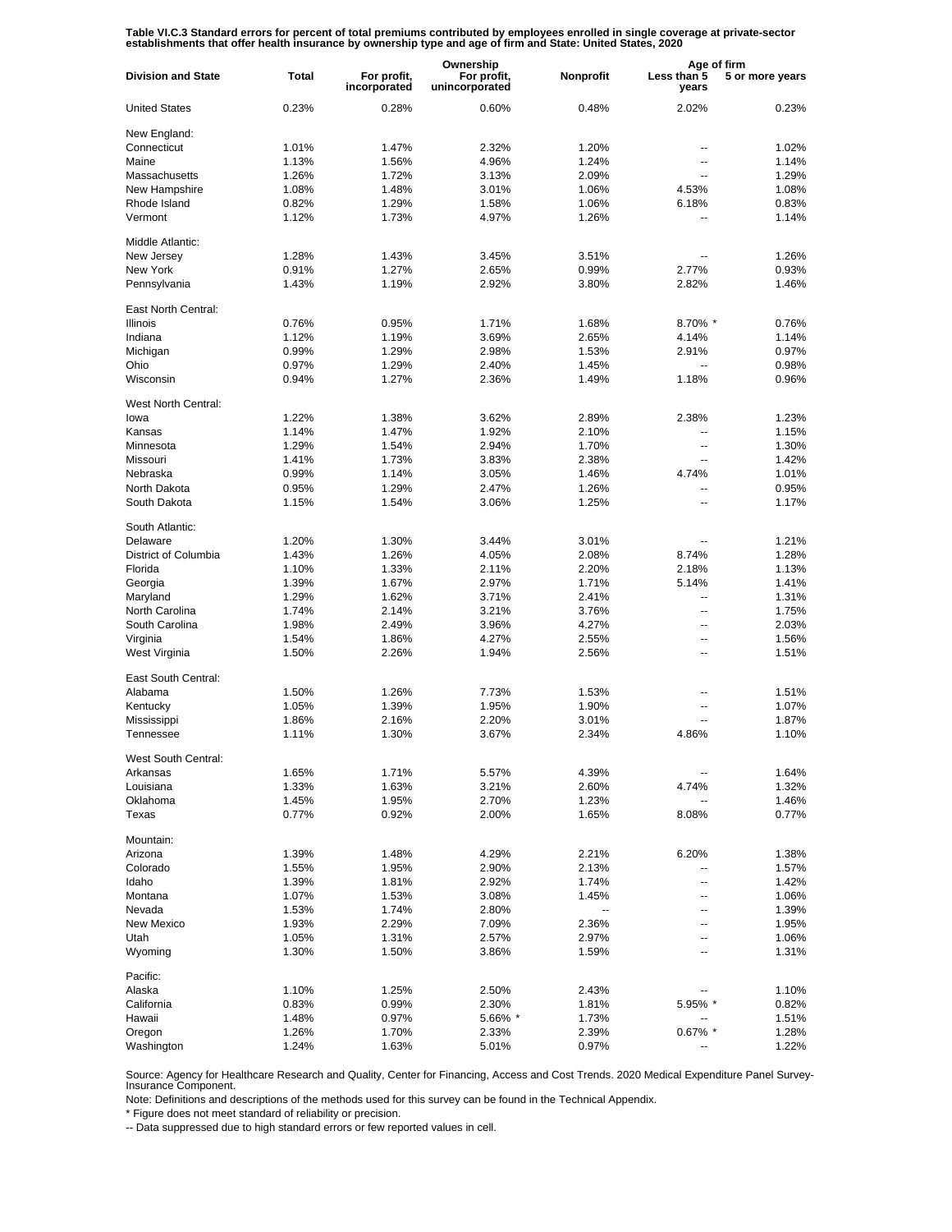**Table VI.C.3 Standard errors for percent of total premiums contributed by employees enrolled in single coverage at private-sector establishments that offer health insurance by ownership type and age of firm and State: United States, 2020**

| Division and State | Total | Ownership: For profit, incorporated | Ownership: For profit, unincorporated | Ownership: Nonprofit | Age of firm: Less than 5 years | Age of firm: 5 or more years |
|---|---|---|---|---|---|---|
| United States | 0.23% | 0.28% | 0.60% | 0.48% | 2.02% | 0.23% |
| New England: | | | | | | |
| Connecticut | 1.01% | 1.47% | 2.32% | 1.20% | -- | 1.02% |
| Maine | 1.13% | 1.56% | 4.96% | 1.24% | -- | 1.14% |
| Massachusetts | 1.26% | 1.72% | 3.13% | 2.09% | -- | 1.29% |
| New Hampshire | 1.08% | 1.48% | 3.01% | 1.06% | 4.53% | 1.08% |
| Rhode Island | 0.82% | 1.29% | 1.58% | 1.06% | 6.18% | 0.83% |
| Vermont | 1.12% | 1.73% | 4.97% | 1.26% | -- | 1.14% |
| Middle Atlantic: | | | | | | |
| New Jersey | 1.28% | 1.43% | 3.45% | 3.51% | -- | 1.26% |
| New York | 0.91% | 1.27% | 2.65% | 0.99% | 2.77% | 0.93% |
| Pennsylvania | 1.43% | 1.19% | 2.92% | 3.80% | 2.82% | 1.46% |
| East North Central: | | | | | | |
| Illinois | 0.76% | 0.95% | 1.71% | 1.68% | 8.70% * | 0.76% |
| Indiana | 1.12% | 1.19% | 3.69% | 2.65% | 4.14% | 1.14% |
| Michigan | 0.99% | 1.29% | 2.98% | 1.53% | 2.91% | 0.97% |
| Ohio | 0.97% | 1.29% | 2.40% | 1.45% | -- | 0.98% |
| Wisconsin | 0.94% | 1.27% | 2.36% | 1.49% | 1.18% | 0.96% |
| West North Central: | | | | | | |
| Iowa | 1.22% | 1.38% | 3.62% | 2.89% | 2.38% | 1.23% |
| Kansas | 1.14% | 1.47% | 1.92% | 2.10% | -- | 1.15% |
| Minnesota | 1.29% | 1.54% | 2.94% | 1.70% | -- | 1.30% |
| Missouri | 1.41% | 1.73% | 3.83% | 2.38% | -- | 1.42% |
| Nebraska | 0.99% | 1.14% | 3.05% | 1.46% | 4.74% | 1.01% |
| North Dakota | 0.95% | 1.29% | 2.47% | 1.26% | -- | 0.95% |
| South Dakota | 1.15% | 1.54% | 3.06% | 1.25% | -- | 1.17% |
| South Atlantic: | | | | | | |
| Delaware | 1.20% | 1.30% | 3.44% | 3.01% | -- | 1.21% |
| District of Columbia | 1.43% | 1.26% | 4.05% | 2.08% | 8.74% | 1.28% |
| Florida | 1.10% | 1.33% | 2.11% | 2.20% | 2.18% | 1.13% |
| Georgia | 1.39% | 1.67% | 2.97% | 1.71% | 5.14% | 1.41% |
| Maryland | 1.29% | 1.62% | 3.71% | 2.41% | -- | 1.31% |
| North Carolina | 1.74% | 2.14% | 3.21% | 3.76% | -- | 1.75% |
| South Carolina | 1.98% | 2.49% | 3.96% | 4.27% | -- | 2.03% |
| Virginia | 1.54% | 1.86% | 4.27% | 2.55% | -- | 1.56% |
| West Virginia | 1.50% | 2.26% | 1.94% | 2.56% | -- | 1.51% |
| East South Central: | | | | | | |
| Alabama | 1.50% | 1.26% | 7.73% | 1.53% | -- | 1.51% |
| Kentucky | 1.05% | 1.39% | 1.95% | 1.90% | -- | 1.07% |
| Mississippi | 1.86% | 2.16% | 2.20% | 3.01% | -- | 1.87% |
| Tennessee | 1.11% | 1.30% | 3.67% | 2.34% | 4.86% | 1.10% |
| West South Central: | | | | | | |
| Arkansas | 1.65% | 1.71% | 5.57% | 4.39% | -- | 1.64% |
| Louisiana | 1.33% | 1.63% | 3.21% | 2.60% | 4.74% | 1.32% |
| Oklahoma | 1.45% | 1.95% | 2.70% | 1.23% | -- | 1.46% |
| Texas | 0.77% | 0.92% | 2.00% | 1.65% | 8.08% | 0.77% |
| Mountain: | | | | | | |
| Arizona | 1.39% | 1.48% | 4.29% | 2.21% | 6.20% | 1.38% |
| Colorado | 1.55% | 1.95% | 2.90% | 2.13% | -- | 1.57% |
| Idaho | 1.39% | 1.81% | 2.92% | 1.74% | -- | 1.42% |
| Montana | 1.07% | 1.53% | 3.08% | 1.45% | -- | 1.06% |
| Nevada | 1.53% | 1.74% | 2.80% | -- | -- | 1.39% |
| New Mexico | 1.93% | 2.29% | 7.09% | 2.36% | -- | 1.95% |
| Utah | 1.05% | 1.31% | 2.57% | 2.97% | -- | 1.06% |
| Wyoming | 1.30% | 1.50% | 3.86% | 1.59% | -- | 1.31% |
| Pacific: | | | | | | |
| Alaska | 1.10% | 1.25% | 2.50% | 2.43% | -- | 1.10% |
| California | 0.83% | 0.99% | 2.30% | 1.81% | 5.95% * | 0.82% |
| Hawaii | 1.48% | 0.97% | 5.66% * | 1.73% | -- | 1.51% |
| Oregon | 1.26% | 1.70% | 2.33% | 2.39% | 0.67% * | 1.28% |
| Washington | 1.24% | 1.63% | 5.01% | 0.97% | -- | 1.22% |

Source: Agency for Healthcare Research and Quality, Center for Financing, Access and Cost Trends. 2020 Medical Expenditure Panel Survey-Insurance Component.

Note: Definitions and descriptions of the methods used for this survey can be found in the Technical Appendix.

* Figure does not meet standard of reliability or precision.

-- Data suppressed due to high standard errors or few reported values in cell.